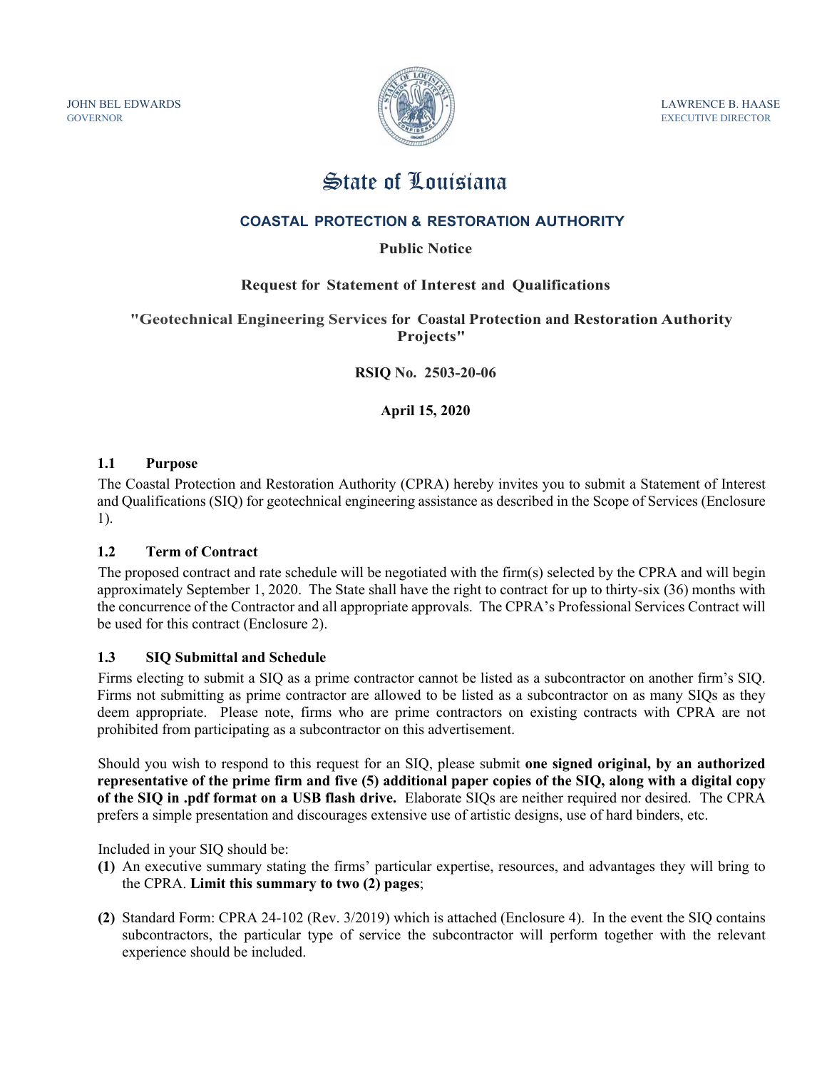JOHN BEL EDWARDS
GOVERNOR

LAWRENCE B. HAASE
EXECUTIVE DIRECTOR

# State of Louisiana

## COASTAL PROTECTION & RESTORATION AUTHORITY

**Public Notice**

**Request for Statement of Interest and Qualifications**

**"Geotechnical Engineering Services for Coastal Protection and Restoration Authority Projects"**

**RSIQ No. 2503-20-06**

**April 15, 2020**

### 1.1 Purpose

The Coastal Protection and Restoration Authority (CPRA) hereby invites you to submit a Statement of Interest and Qualifications (SIQ) for geotechnical engineering assistance as described in the Scope of Services (Enclosure 1).

### 1.2 Term of Contract

The proposed contract and rate schedule will be negotiated with the firm(s) selected by the CPRA and will begin approximately September 1, 2020. The State shall have the right to contract for up to thirty-six (36) months with the concurrence of the Contractor and all appropriate approvals. The CPRA's Professional Services Contract will be used for this contract (Enclosure 2).

### 1.3 SIQ Submittal and Schedule

Firms electing to submit a SIQ as a prime contractor cannot be listed as a subcontractor on another firm's SIQ. Firms not submitting as prime contractor are allowed to be listed as a subcontractor on as many SIQs as they deem appropriate. Please note, firms who are prime contractors on existing contracts with CPRA are not prohibited from participating as a subcontractor on this advertisement.

Should you wish to respond to this request for an SIQ, please submit **one signed original, by an authorized representative of the prime firm and five (5) additional paper copies of the SIQ, along with a digital copy of the SIQ in .pdf format on a USB flash drive.** Elaborate SIQs are neither required nor desired. The CPRA prefers a simple presentation and discourages extensive use of artistic designs, use of hard binders, etc.

Included in your SIQ should be:

**(1)** An executive summary stating the firms' particular expertise, resources, and advantages they will bring to the CPRA. **Limit this summary to two (2) pages**;

**(2)** Standard Form: CPRA 24-102 (Rev. 3/2019) which is attached (Enclosure 4). In the event the SIQ contains subcontractors, the particular type of service the subcontractor will perform together with the relevant experience should be included.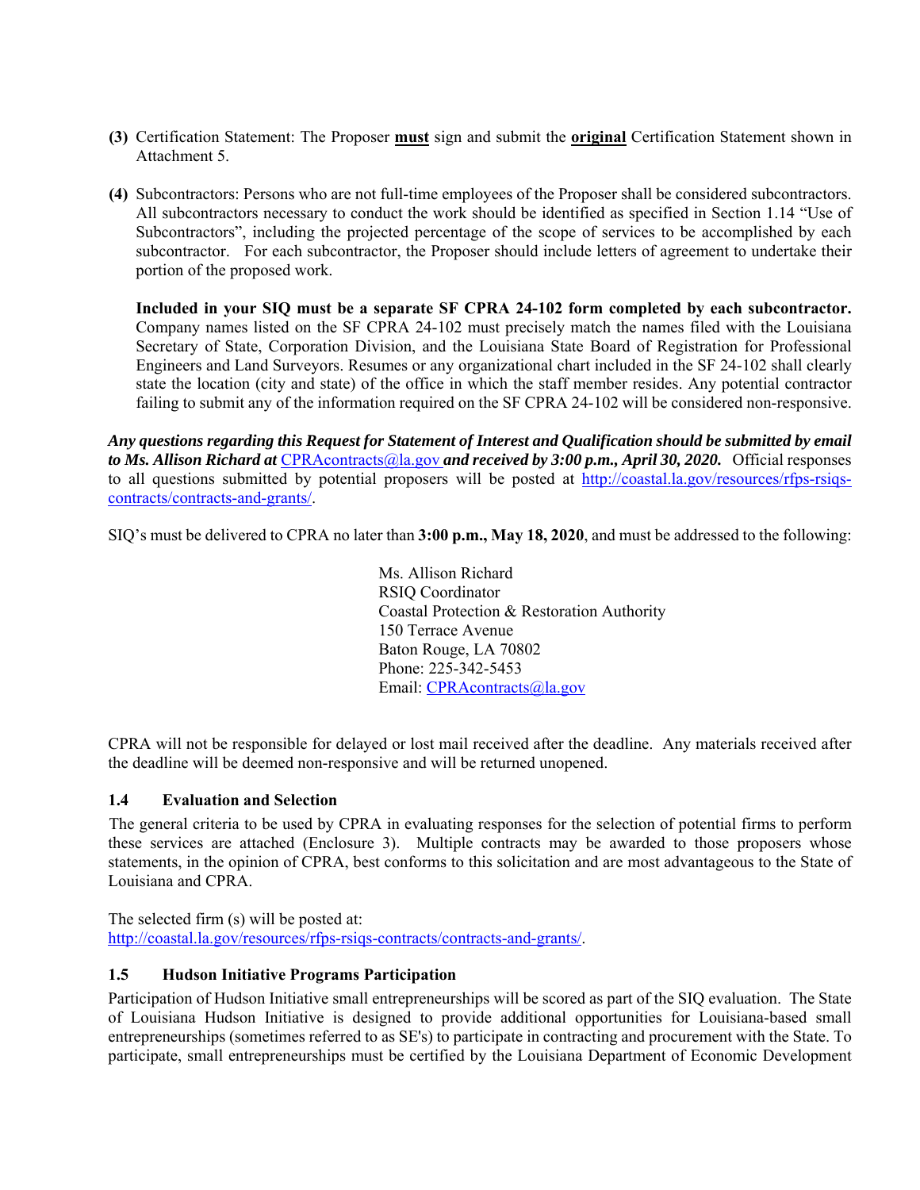**(3)** Certification Statement: The Proposer **must** sign and submit the **original** Certification Statement shown in Attachment 5.

**(4)** Subcontractors: Persons who are not full-time employees of the Proposer shall be considered subcontractors. All subcontractors necessary to conduct the work should be identified as specified in Section 1.14 "Use of Subcontractors", including the projected percentage of the scope of services to be accomplished by each subcontractor. For each subcontractor, the Proposer should include letters of agreement to undertake their portion of the proposed work.

**Included in your SIQ must be a separate SF CPRA 24-102 form completed by each subcontractor.** Company names listed on the SF CPRA 24-102 must precisely match the names filed with the Louisiana Secretary of State, Corporation Division, and the Louisiana State Board of Registration for Professional Engineers and Land Surveyors. Resumes or any organizational chart included in the SF 24-102 shall clearly state the location (city and state) of the office in which the staff member resides. Any potential contractor failing to submit any of the information required on the SF CPRA 24-102 will be considered non-responsive.

***Any questions regarding this Request for Statement of Interest and Qualification should be submitted by email to Ms. Allison Richard at*** CPRAcontracts@la.gov ***and received by 3:00 p.m., April 30, 2020.*** Official responses to all questions submitted by potential proposers will be posted at http://coastal.la.gov/resources/rfps-rsiqs-contracts/contracts-and-grants/.

SIQ's must be delivered to CPRA no later than **3:00 p.m., May 18, 2020**, and must be addressed to the following:

Ms. Allison Richard
RSIQ Coordinator
Coastal Protection & Restoration Authority
150 Terrace Avenue
Baton Rouge, LA 70802
Phone: 225-342-5453
Email: CPRAcontracts@la.gov

CPRA will not be responsible for delayed or lost mail received after the deadline. Any materials received after the deadline will be deemed non-responsive and will be returned unopened.

### 1.4 Evaluation and Selection

The general criteria to be used by CPRA in evaluating responses for the selection of potential firms to perform these services are attached (Enclosure 3). Multiple contracts may be awarded to those proposers whose statements, in the opinion of CPRA, best conforms to this solicitation and are most advantageous to the State of Louisiana and CPRA.

The selected firm (s) will be posted at:
http://coastal.la.gov/resources/rfps-rsiqs-contracts/contracts-and-grants/.

### 1.5 Hudson Initiative Programs Participation

Participation of Hudson Initiative small entrepreneurships will be scored as part of the SIQ evaluation. The State of Louisiana Hudson Initiative is designed to provide additional opportunities for Louisiana-based small entrepreneurships (sometimes referred to as SE's) to participate in contracting and procurement with the State. To participate, small entrepreneurships must be certified by the Louisiana Department of Economic Development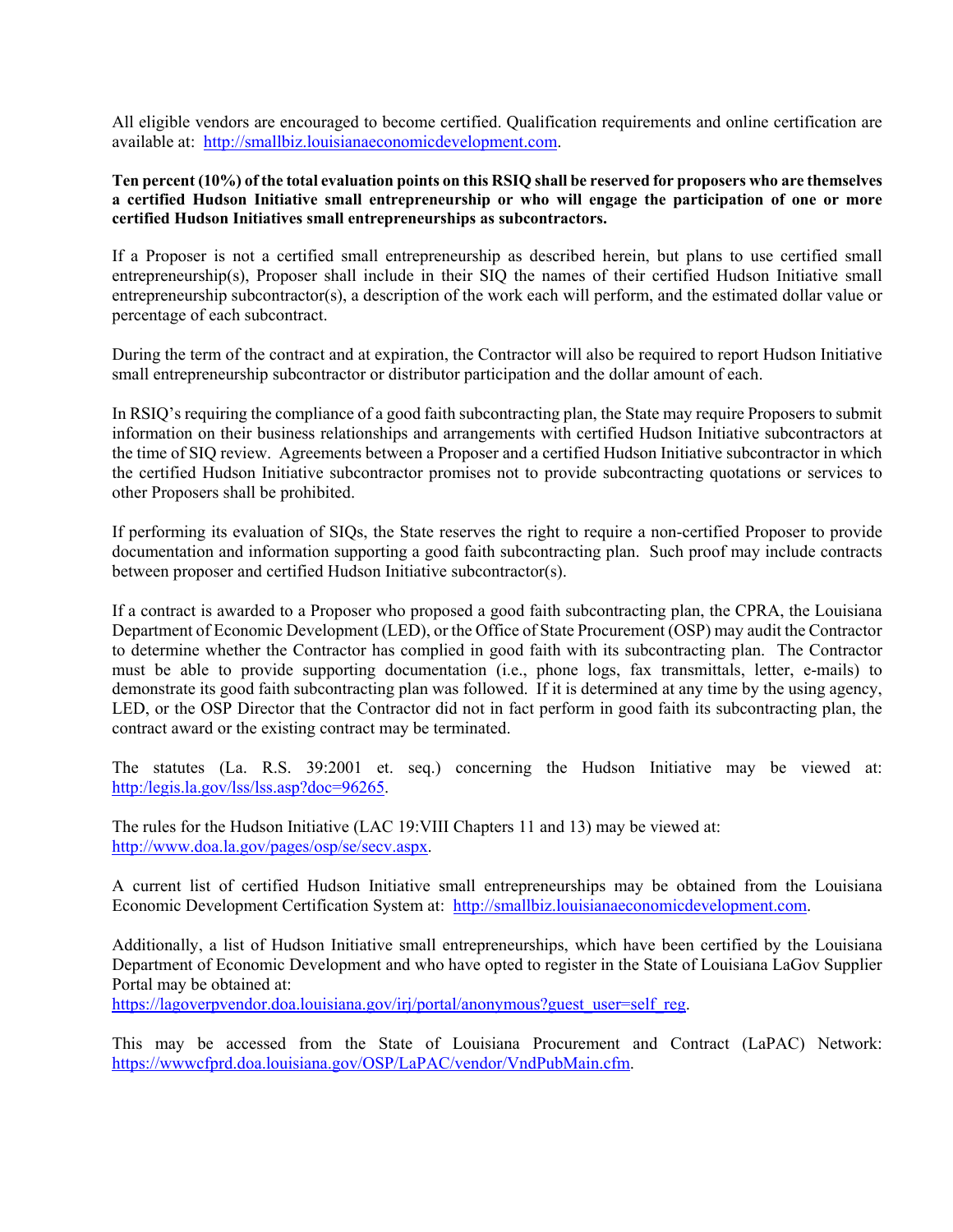All eligible vendors are encouraged to become certified. Qualification requirements and online certification are available at: http://smallbiz.louisianaeconomicdevelopment.com.

**Ten percent (10%) of the total evaluation points on this RSIQ shall be reserved for proposers who are themselves a certified Hudson Initiative small entrepreneurship or who will engage the participation of one or more certified Hudson Initiatives small entrepreneurships as subcontractors.**

If a Proposer is not a certified small entrepreneurship as described herein, but plans to use certified small entrepreneurship(s), Proposer shall include in their SIQ the names of their certified Hudson Initiative small entrepreneurship subcontractor(s), a description of the work each will perform, and the estimated dollar value or percentage of each subcontract.

During the term of the contract and at expiration, the Contractor will also be required to report Hudson Initiative small entrepreneurship subcontractor or distributor participation and the dollar amount of each.

In RSIQ's requiring the compliance of a good faith subcontracting plan, the State may require Proposers to submit information on their business relationships and arrangements with certified Hudson Initiative subcontractors at the time of SIQ review. Agreements between a Proposer and a certified Hudson Initiative subcontractor in which the certified Hudson Initiative subcontractor promises not to provide subcontracting quotations or services to other Proposers shall be prohibited.

If performing its evaluation of SIQs, the State reserves the right to require a non-certified Proposer to provide documentation and information supporting a good faith subcontracting plan. Such proof may include contracts between proposer and certified Hudson Initiative subcontractor(s).

If a contract is awarded to a Proposer who proposed a good faith subcontracting plan, the CPRA, the Louisiana Department of Economic Development (LED), or the Office of State Procurement (OSP) may audit the Contractor to determine whether the Contractor has complied in good faith with its subcontracting plan. The Contractor must be able to provide supporting documentation (i.e., phone logs, fax transmittals, letter, e-mails) to demonstrate its good faith subcontracting plan was followed. If it is determined at any time by the using agency, LED, or the OSP Director that the Contractor did not in fact perform in good faith its subcontracting plan, the contract award or the existing contract may be terminated.

The statutes (La. R.S. 39:2001 et. seq.) concerning the Hudson Initiative may be viewed at: http:/legis.la.gov/lss/lss.asp?doc=96265.

The rules for the Hudson Initiative (LAC 19:VIII Chapters 11 and 13) may be viewed at: http://www.doa.la.gov/pages/osp/se/secv.aspx.

A current list of certified Hudson Initiative small entrepreneurships may be obtained from the Louisiana Economic Development Certification System at: http://smallbiz.louisianaeconomicdevelopment.com.

Additionally, a list of Hudson Initiative small entrepreneurships, which have been certified by the Louisiana Department of Economic Development and who have opted to register in the State of Louisiana LaGov Supplier Portal may be obtained at:
https://lagoverpvendor.doa.louisiana.gov/irj/portal/anonymous?guest_user=self_reg.

This may be accessed from the State of Louisiana Procurement and Contract (LaPAC) Network: https://wwwcfprd.doa.louisiana.gov/OSP/LaPAC/vendor/VndPubMain.cfm.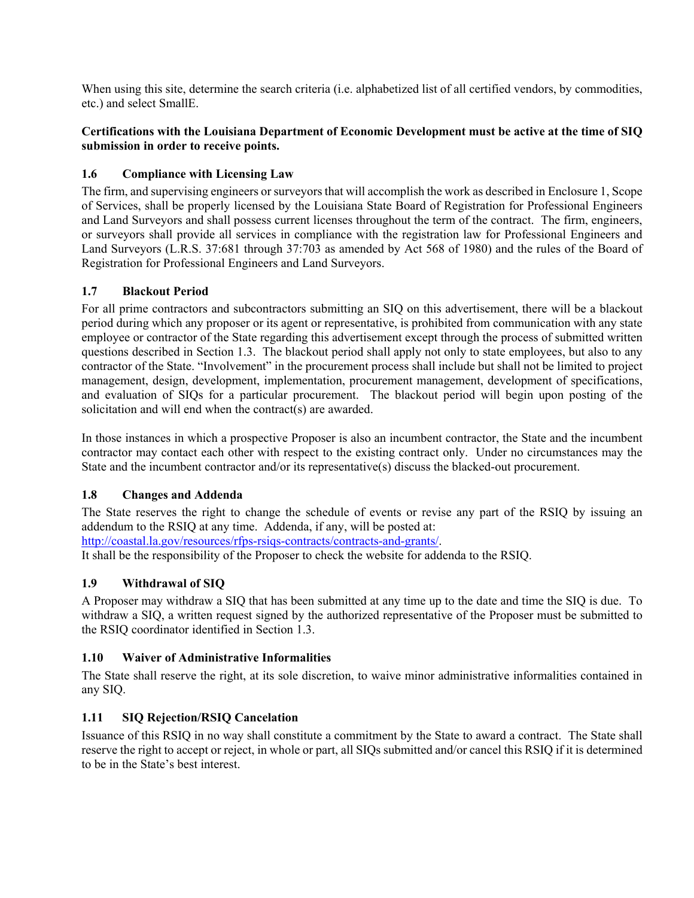When using this site, determine the search criteria (i.e. alphabetized list of all certified vendors, by commodities, etc.) and select SmallE.

**Certifications with the Louisiana Department of Economic Development must be active at the time of SIQ submission in order to receive points.**

### 1.6 Compliance with Licensing Law

The firm, and supervising engineers or surveyors that will accomplish the work as described in Enclosure 1, Scope of Services, shall be properly licensed by the Louisiana State Board of Registration for Professional Engineers and Land Surveyors and shall possess current licenses throughout the term of the contract. The firm, engineers, or surveyors shall provide all services in compliance with the registration law for Professional Engineers and Land Surveyors (L.R.S. 37:681 through 37:703 as amended by Act 568 of 1980) and the rules of the Board of Registration for Professional Engineers and Land Surveyors.

### 1.7 Blackout Period

For all prime contractors and subcontractors submitting an SIQ on this advertisement, there will be a blackout period during which any proposer or its agent or representative, is prohibited from communication with any state employee or contractor of the State regarding this advertisement except through the process of submitted written questions described in Section 1.3. The blackout period shall apply not only to state employees, but also to any contractor of the State. "Involvement" in the procurement process shall include but shall not be limited to project management, design, development, implementation, procurement management, development of specifications, and evaluation of SIQs for a particular procurement. The blackout period will begin upon posting of the solicitation and will end when the contract(s) are awarded.

In those instances in which a prospective Proposer is also an incumbent contractor, the State and the incumbent contractor may contact each other with respect to the existing contract only. Under no circumstances may the State and the incumbent contractor and/or its representative(s) discuss the blacked-out procurement.

### 1.8 Changes and Addenda

The State reserves the right to change the schedule of events or revise any part of the RSIQ by issuing an addendum to the RSIQ at any time. Addenda, if any, will be posted at:
http://coastal.la.gov/resources/rfps-rsiqs-contracts/contracts-and-grants/.
It shall be the responsibility of the Proposer to check the website for addenda to the RSIQ.

### 1.9 Withdrawal of SIQ

A Proposer may withdraw a SIQ that has been submitted at any time up to the date and time the SIQ is due. To withdraw a SIQ, a written request signed by the authorized representative of the Proposer must be submitted to the RSIQ coordinator identified in Section 1.3.

### 1.10 Waiver of Administrative Informalities

The State shall reserve the right, at its sole discretion, to waive minor administrative informalities contained in any SIQ.

### 1.11 SIQ Rejection/RSIQ Cancelation

Issuance of this RSIQ in no way shall constitute a commitment by the State to award a contract. The State shall reserve the right to accept or reject, in whole or part, all SIQs submitted and/or cancel this RSIQ if it is determined to be in the State's best interest.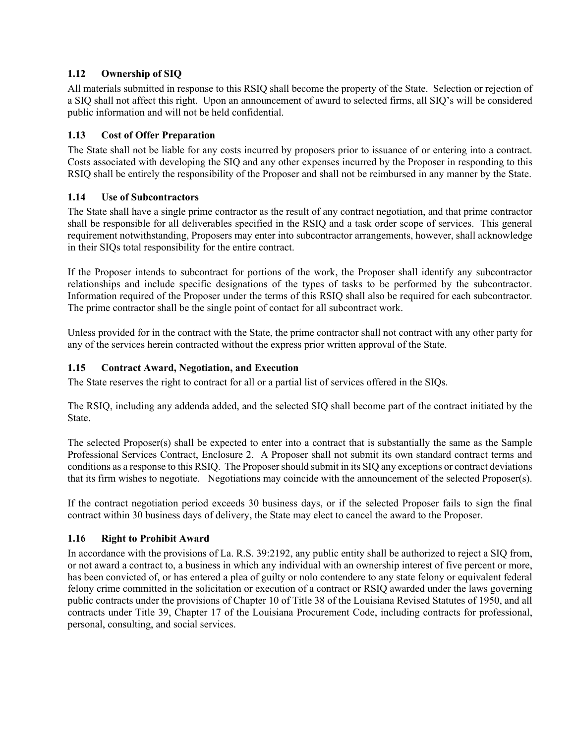### 1.12 Ownership of SIQ

All materials submitted in response to this RSIQ shall become the property of the State. Selection or rejection of a SIQ shall not affect this right. Upon an announcement of award to selected firms, all SIQ's will be considered public information and will not be held confidential.

### 1.13 Cost of Offer Preparation

The State shall not be liable for any costs incurred by proposers prior to issuance of or entering into a contract. Costs associated with developing the SIQ and any other expenses incurred by the Proposer in responding to this RSIQ shall be entirely the responsibility of the Proposer and shall not be reimbursed in any manner by the State.

### 1.14 Use of Subcontractors

The State shall have a single prime contractor as the result of any contract negotiation, and that prime contractor shall be responsible for all deliverables specified in the RSIQ and a task order scope of services. This general requirement notwithstanding, Proposers may enter into subcontractor arrangements, however, shall acknowledge in their SIQs total responsibility for the entire contract.

If the Proposer intends to subcontract for portions of the work, the Proposer shall identify any subcontractor relationships and include specific designations of the types of tasks to be performed by the subcontractor. Information required of the Proposer under the terms of this RSIQ shall also be required for each subcontractor. The prime contractor shall be the single point of contact for all subcontract work.

Unless provided for in the contract with the State, the prime contractor shall not contract with any other party for any of the services herein contracted without the express prior written approval of the State.

### 1.15 Contract Award, Negotiation, and Execution

The State reserves the right to contract for all or a partial list of services offered in the SIQs.

The RSIQ, including any addenda added, and the selected SIQ shall become part of the contract initiated by the State.

The selected Proposer(s) shall be expected to enter into a contract that is substantially the same as the Sample Professional Services Contract, Enclosure 2. A Proposer shall not submit its own standard contract terms and conditions as a response to this RSIQ. The Proposer should submit in its SIQ any exceptions or contract deviations that its firm wishes to negotiate. Negotiations may coincide with the announcement of the selected Proposer(s).

If the contract negotiation period exceeds 30 business days, or if the selected Proposer fails to sign the final contract within 30 business days of delivery, the State may elect to cancel the award to the Proposer.

### 1.16 Right to Prohibit Award

In accordance with the provisions of La. R.S. 39:2192, any public entity shall be authorized to reject a SIQ from, or not award a contract to, a business in which any individual with an ownership interest of five percent or more, has been convicted of, or has entered a plea of guilty or nolo contendere to any state felony or equivalent federal felony crime committed in the solicitation or execution of a contract or RSIQ awarded under the laws governing public contracts under the provisions of Chapter 10 of Title 38 of the Louisiana Revised Statutes of 1950, and all contracts under Title 39, Chapter 17 of the Louisiana Procurement Code, including contracts for professional, personal, consulting, and social services.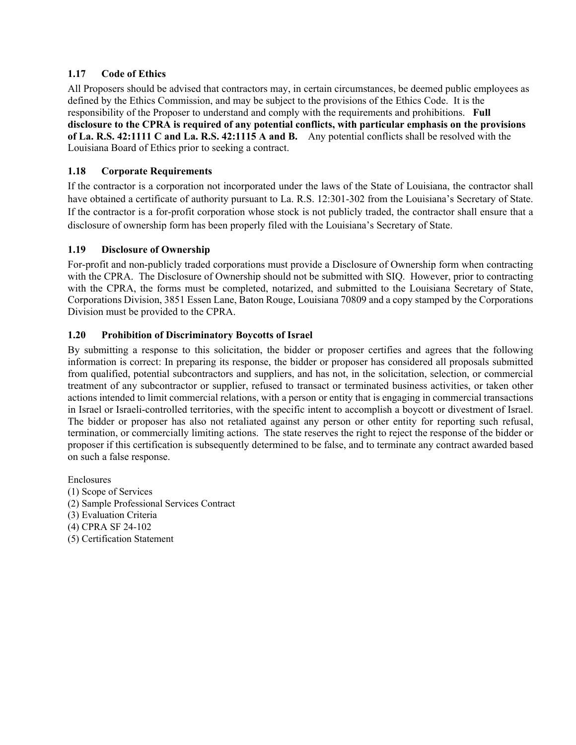### 1.17 Code of Ethics

All Proposers should be advised that contractors may, in certain circumstances, be deemed public employees as defined by the Ethics Commission, and may be subject to the provisions of the Ethics Code. It is the responsibility of the Proposer to understand and comply with the requirements and prohibitions. **Full disclosure to the CPRA is required of any potential conflicts, with particular emphasis on the provisions of La. R.S. 42:1111 C and La. R.S. 42:1115 A and B.** Any potential conflicts shall be resolved with the Louisiana Board of Ethics prior to seeking a contract.

### 1.18 Corporate Requirements

If the contractor is a corporation not incorporated under the laws of the State of Louisiana, the contractor shall have obtained a certificate of authority pursuant to La. R.S. 12:301-302 from the Louisiana's Secretary of State. If the contractor is a for-profit corporation whose stock is not publicly traded, the contractor shall ensure that a disclosure of ownership form has been properly filed with the Louisiana's Secretary of State.

### 1.19 Disclosure of Ownership

For-profit and non-publicly traded corporations must provide a Disclosure of Ownership form when contracting with the CPRA. The Disclosure of Ownership should not be submitted with SIQ. However, prior to contracting with the CPRA, the forms must be completed, notarized, and submitted to the Louisiana Secretary of State, Corporations Division, 3851 Essen Lane, Baton Rouge, Louisiana 70809 and a copy stamped by the Corporations Division must be provided to the CPRA.

### 1.20 Prohibition of Discriminatory Boycotts of Israel

By submitting a response to this solicitation, the bidder or proposer certifies and agrees that the following information is correct: In preparing its response, the bidder or proposer has considered all proposals submitted from qualified, potential subcontractors and suppliers, and has not, in the solicitation, selection, or commercial treatment of any subcontractor or supplier, refused to transact or terminated business activities, or taken other actions intended to limit commercial relations, with a person or entity that is engaging in commercial transactions in Israel or Israeli-controlled territories, with the specific intent to accomplish a boycott or divestment of Israel. The bidder or proposer has also not retaliated against any person or other entity for reporting such refusal, termination, or commercially limiting actions. The state reserves the right to reject the response of the bidder or proposer if this certification is subsequently determined to be false, and to terminate any contract awarded based on such a false response.

Enclosures

(1) Scope of Services
(2) Sample Professional Services Contract
(3) Evaluation Criteria
(4) CPRA SF 24-102
(5) Certification Statement